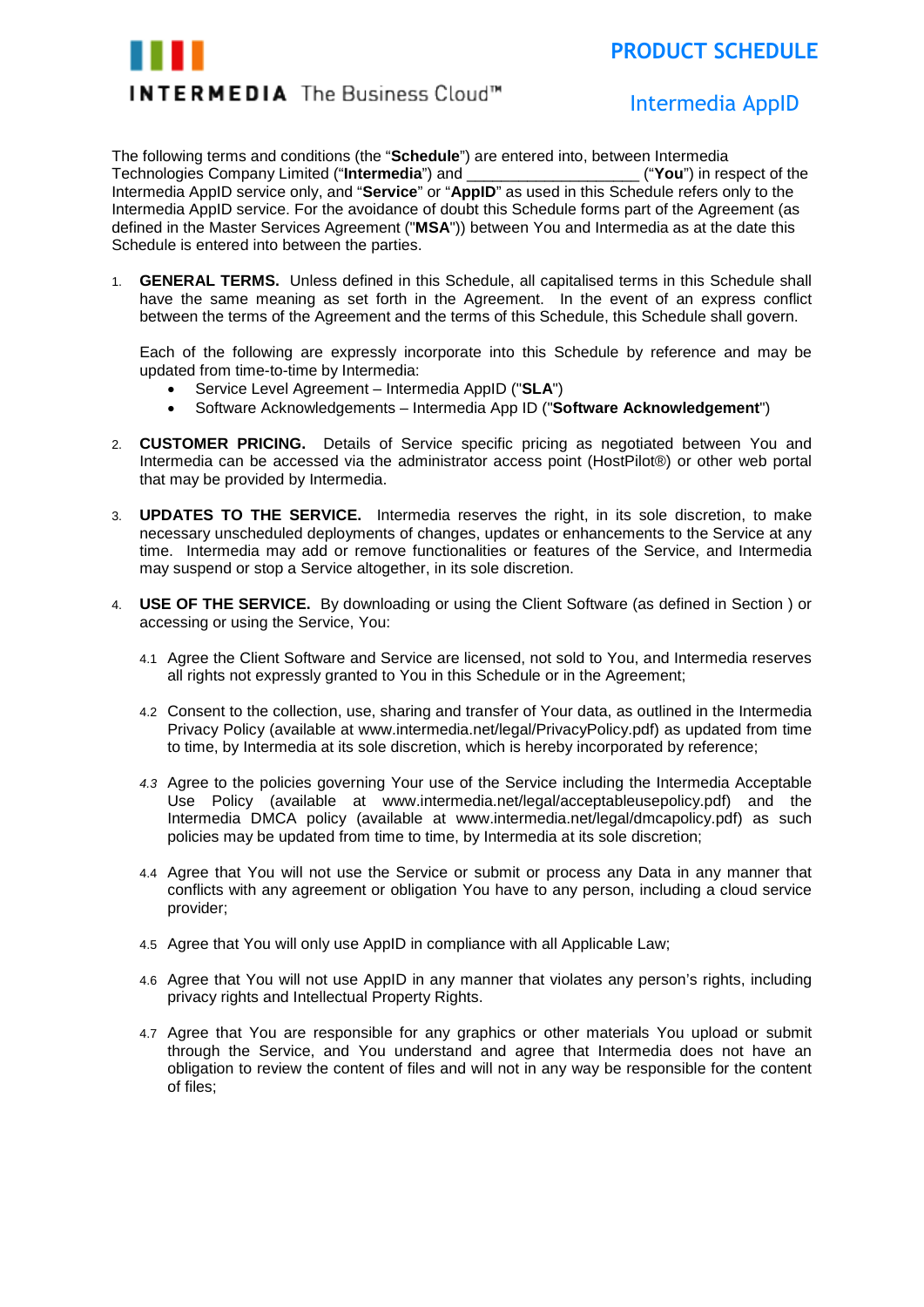INTERMEDIA The Business Cloud™

# PRODUCT SCHEDULE

## Intermedia AppID

The following terms and conditions (the "**Schedule**") are entered into, between Intermedia Technologies Company Limited ("**Intermedia**") and ____________________ ("**You**") in respect of the Intermedia AppID service only, and "**Service**" or "**AppID**" as used in this Schedule refers only to the Intermedia AppID service. For the avoidance of doubt this Schedule forms part of the Agreement (as defined in the Master Services Agreement ("**MSA**")) between You and Intermedia as at the date this Schedule is entered into between the parties.

1. **GENERAL TERMS.** Unless defined in this Schedule, all capitalised terms in this Schedule shall have the same meaning as set forth in the Agreement. In the event of an express conflict between the terms of the Agreement and the terms of this Schedule, this Schedule shall govern.

   Each of the following are expressly incorporate into this Schedule by reference and may be updated from time-to-time by Intermedia:
   - Service Level Agreement – Intermedia AppID ("**SLA**")
   - Software Acknowledgements – Intermedia App ID ("**Software Acknowledgement**")

2. **CUSTOMER PRICING.** Details of Service specific pricing as negotiated between You and Intermedia can be accessed via the administrator access point (HostPilot®) or other web portal that may be provided by Intermedia.

3. **UPDATES TO THE SERVICE.** Intermedia reserves the right, in its sole discretion, to make necessary unscheduled deployments of changes, updates or enhancements to the Service at any time. Intermedia may add or remove functionalities or features of the Service, and Intermedia may suspend or stop a Service altogether, in its sole discretion.

4. **USE OF THE SERVICE.** By downloading or using the Client Software (as defined in Section ) or accessing or using the Service, You:

   4.1 Agree the Client Software and Service are licensed, not sold to You, and Intermedia reserves all rights not expressly granted to You in this Schedule or in the Agreement;

   4.2 Consent to the collection, use, sharing and transfer of Your data, as outlined in the Intermedia Privacy Policy (available at www.intermedia.net/legal/PrivacyPolicy.pdf) as updated from time to time, by Intermedia at its sole discretion, which is hereby incorporated by reference;

   *4.3* Agree to the policies governing Your use of the Service including the Intermedia Acceptable Use Policy (available at www.intermedia.net/legal/acceptableusepolicy.pdf) and the Intermedia DMCA policy (available at www.intermedia.net/legal/dmcapolicy.pdf) as such policies may be updated from time to time, by Intermedia at its sole discretion;

   4.4 Agree that You will not use the Service or submit or process any Data in any manner that conflicts with any agreement or obligation You have to any person, including a cloud service provider;

   4.5 Agree that You will only use AppID in compliance with all Applicable Law;

   4.6 Agree that You will not use AppID in any manner that violates any person's rights, including privacy rights and Intellectual Property Rights.

   4.7 Agree that You are responsible for any graphics or other materials You upload or submit through the Service, and You understand and agree that Intermedia does not have an obligation to review the content of files and will not in any way be responsible for the content of files;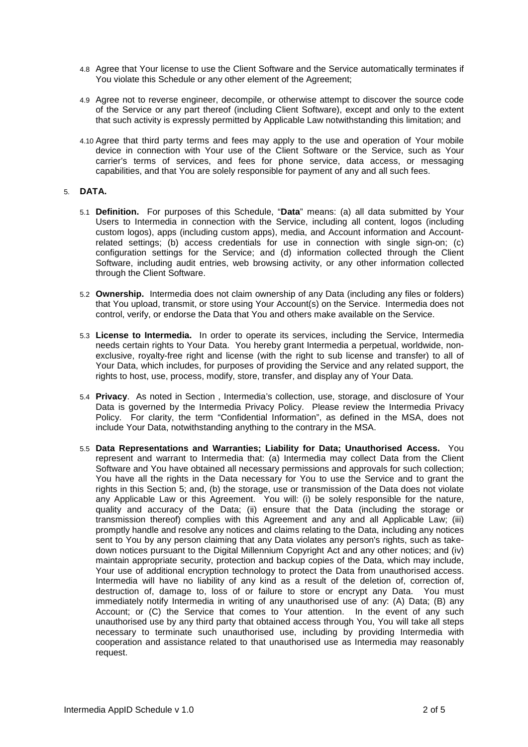4.8 Agree that Your license to use the Client Software and the Service automatically terminates if You violate this Schedule or any other element of the Agreement;

4.9 Agree not to reverse engineer, decompile, or otherwise attempt to discover the source code of the Service or any part thereof (including Client Software), except and only to the extent that such activity is expressly permitted by Applicable Law notwithstanding this limitation; and

4.10 Agree that third party terms and fees may apply to the use and operation of Your mobile device in connection with Your use of the Client Software or the Service, such as Your carrier's terms of services, and fees for phone service, data access, or messaging capabilities, and that You are solely responsible for payment of any and all such fees.

## 5. DATA.

5.1 **Definition.** For purposes of this Schedule, "**Data**" means: (a) all data submitted by Your Users to Intermedia in connection with the Service, including all content, logos (including custom logos), apps (including custom apps), media, and Account information and Account-related settings; (b) access credentials for use in connection with single sign-on; (c) configuration settings for the Service; and (d) information collected through the Client Software, including audit entries, web browsing activity, or any other information collected through the Client Software.

5.2 **Ownership.** Intermedia does not claim ownership of any Data (including any files or folders) that You upload, transmit, or store using Your Account(s) on the Service. Intermedia does not control, verify, or endorse the Data that You and others make available on the Service.

5.3 **License to Intermedia.** In order to operate its services, including the Service, Intermedia needs certain rights to Your Data. You hereby grant Intermedia a perpetual, worldwide, non-exclusive, royalty-free right and license (with the right to sub license and transfer) to all of Your Data, which includes, for purposes of providing the Service and any related support, the rights to host, use, process, modify, store, transfer, and display any of Your Data.

5.4 **Privacy**. As noted in Section , Intermedia's collection, use, storage, and disclosure of Your Data is governed by the Intermedia Privacy Policy. Please review the Intermedia Privacy Policy. For clarity, the term "Confidential Information", as defined in the MSA, does not include Your Data, notwithstanding anything to the contrary in the MSA.

5.5 **Data Representations and Warranties; Liability for Data; Unauthorised Access.** You represent and warrant to Intermedia that: (a) Intermedia may collect Data from the Client Software and You have obtained all necessary permissions and approvals for such collection; You have all the rights in the Data necessary for You to use the Service and to grant the rights in this Section 5; and, (b) the storage, use or transmission of the Data does not violate any Applicable Law or this Agreement. You will: (i) be solely responsible for the nature, quality and accuracy of the Data; (ii) ensure that the Data (including the storage or transmission thereof) complies with this Agreement and any and all Applicable Law; (iii) promptly handle and resolve any notices and claims relating to the Data, including any notices sent to You by any person claiming that any Data violates any person's rights, such as take-down notices pursuant to the Digital Millennium Copyright Act and any other notices; and (iv) maintain appropriate security, protection and backup copies of the Data, which may include, Your use of additional encryption technology to protect the Data from unauthorised access. Intermedia will have no liability of any kind as a result of the deletion of, correction of, destruction of, damage to, loss of or failure to store or encrypt any Data. You must immediately notify Intermedia in writing of any unauthorised use of any: (A) Data; (B) any Account; or (C) the Service that comes to Your attention. In the event of any such unauthorised use by any third party that obtained access through You, You will take all steps necessary to terminate such unauthorised use, including by providing Intermedia with cooperation and assistance related to that unauthorised use as Intermedia may reasonably request.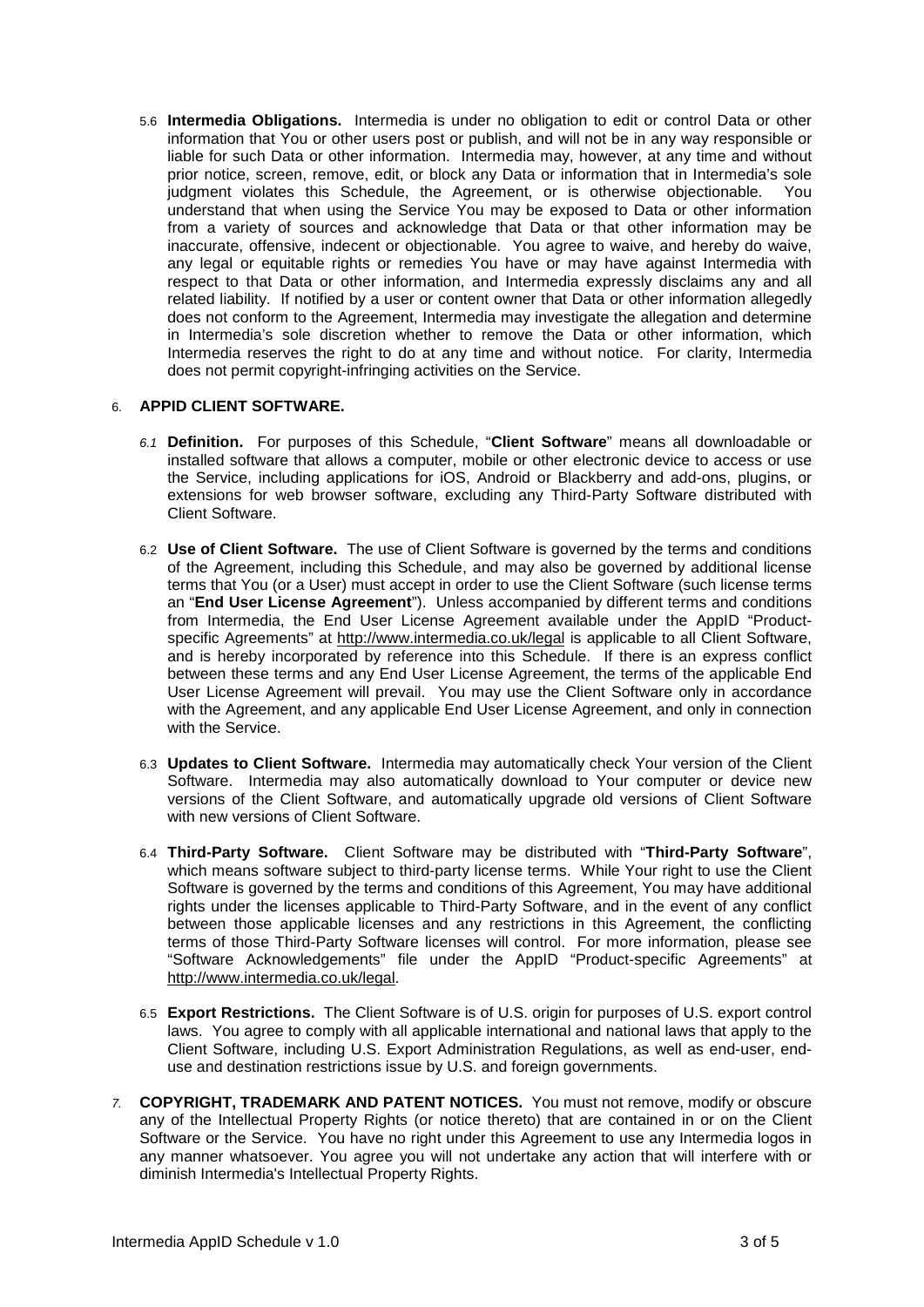5.6 **Intermedia Obligations.** Intermedia is under no obligation to edit or control Data or other information that You or other users post or publish, and will not be in any way responsible or liable for such Data or other information. Intermedia may, however, at any time and without prior notice, screen, remove, edit, or block any Data or information that in Intermedia's sole judgment violates this Schedule, the Agreement, or is otherwise objectionable. You understand that when using the Service You may be exposed to Data or other information from a variety of sources and acknowledge that Data or that other information may be inaccurate, offensive, indecent or objectionable. You agree to waive, and hereby do waive, any legal or equitable rights or remedies You have or may have against Intermedia with respect to that Data or other information, and Intermedia expressly disclaims any and all related liability. If notified by a user or content owner that Data or other information allegedly does not conform to the Agreement, Intermedia may investigate the allegation and determine in Intermedia's sole discretion whether to remove the Data or other information, which Intermedia reserves the right to do at any time and without notice. For clarity, Intermedia does not permit copyright-infringing activities on the Service.

6. **APPID CLIENT SOFTWARE.**

*6.1* **Definition.** For purposes of this Schedule, "**Client Software**" means all downloadable or installed software that allows a computer, mobile or other electronic device to access or use the Service, including applications for iOS, Android or Blackberry and add-ons, plugins, or extensions for web browser software, excluding any Third-Party Software distributed with Client Software.

6.2 **Use of Client Software.** The use of Client Software is governed by the terms and conditions of the Agreement, including this Schedule, and may also be governed by additional license terms that You (or a User) must accept in order to use the Client Software (such license terms an "**End User License Agreement**"). Unless accompanied by different terms and conditions from Intermedia, the End User License Agreement available under the AppID "Product-specific Agreements" at http://www.intermedia.co.uk/legal is applicable to all Client Software, and is hereby incorporated by reference into this Schedule. If there is an express conflict between these terms and any End User License Agreement, the terms of the applicable End User License Agreement will prevail. You may use the Client Software only in accordance with the Agreement, and any applicable End User License Agreement, and only in connection with the Service.

6.3 **Updates to Client Software.** Intermedia may automatically check Your version of the Client Software. Intermedia may also automatically download to Your computer or device new versions of the Client Software, and automatically upgrade old versions of Client Software with new versions of Client Software.

6.4 **Third-Party Software.** Client Software may be distributed with "**Third-Party Software**", which means software subject to third-party license terms. While Your right to use the Client Software is governed by the terms and conditions of this Agreement, You may have additional rights under the licenses applicable to Third-Party Software, and in the event of any conflict between those applicable licenses and any restrictions in this Agreement, the conflicting terms of those Third-Party Software licenses will control. For more information, please see "Software Acknowledgements" file under the AppID "Product-specific Agreements" at http://www.intermedia.co.uk/legal.

6.5 **Export Restrictions.** The Client Software is of U.S. origin for purposes of U.S. export control laws. You agree to comply with all applicable international and national laws that apply to the Client Software, including U.S. Export Administration Regulations, as well as end-user, end-use and destination restrictions issue by U.S. and foreign governments.

*7.* **COPYRIGHT, TRADEMARK AND PATENT NOTICES.** You must not remove, modify or obscure any of the Intellectual Property Rights (or notice thereto) that are contained in or on the Client Software or the Service. You have no right under this Agreement to use any Intermedia logos in any manner whatsoever. You agree you will not undertake any action that will interfere with or diminish Intermedia's Intellectual Property Rights.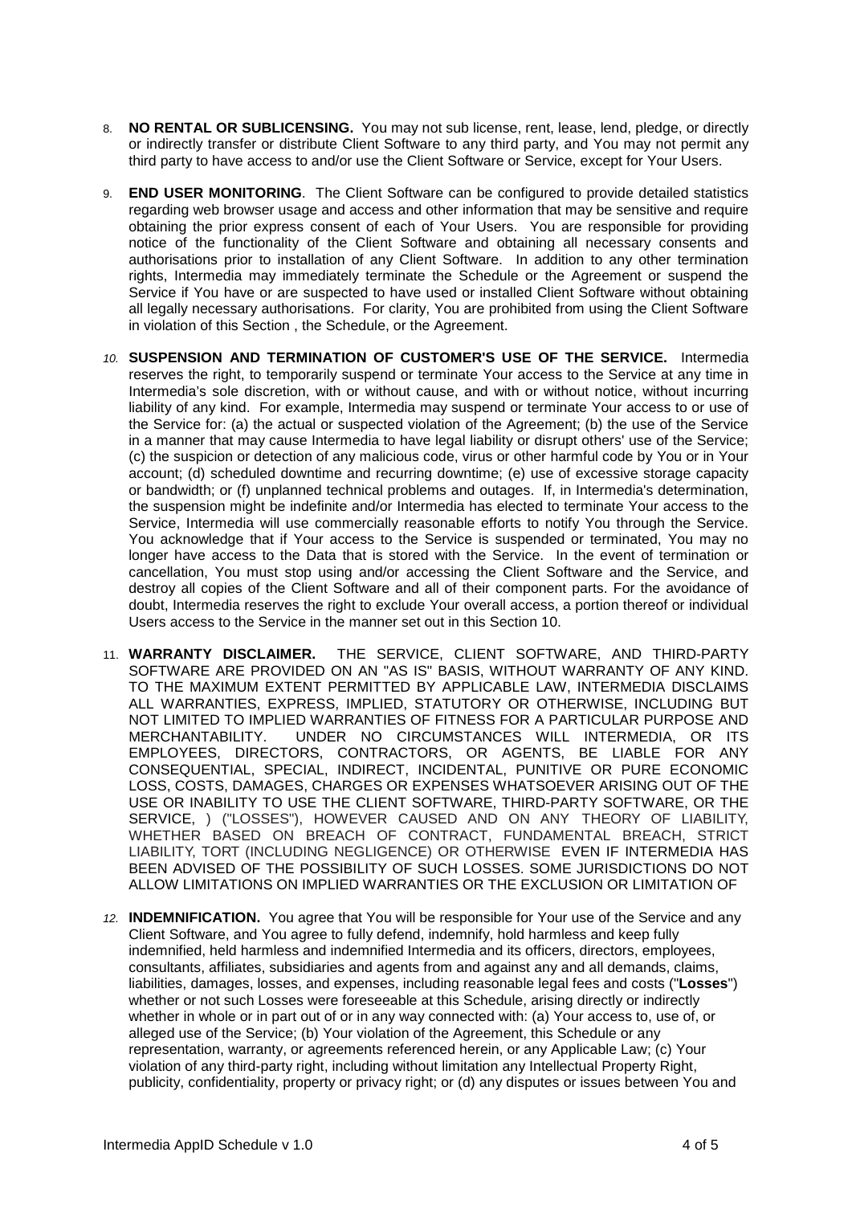8. **NO RENTAL OR SUBLICENSING.** You may not sub license, rent, lease, lend, pledge, or directly or indirectly transfer or distribute Client Software to any third party, and You may not permit any third party to have access to and/or use the Client Software or Service, except for Your Users.

9. **END USER MONITORING**. The Client Software can be configured to provide detailed statistics regarding web browser usage and access and other information that may be sensitive and require obtaining the prior express consent of each of Your Users. You are responsible for providing notice of the functionality of the Client Software and obtaining all necessary consents and authorisations prior to installation of any Client Software. In addition to any other termination rights, Intermedia may immediately terminate the Schedule or the Agreement or suspend the Service if You have or are suspected to have used or installed Client Software without obtaining all legally necessary authorisations. For clarity, You are prohibited from using the Client Software in violation of this Section , the Schedule, or the Agreement.

10. **SUSPENSION AND TERMINATION OF CUSTOMER'S USE OF THE SERVICE.** Intermedia reserves the right, to temporarily suspend or terminate Your access to the Service at any time in Intermedia's sole discretion, with or without cause, and with or without notice, without incurring liability of any kind. For example, Intermedia may suspend or terminate Your access to or use of the Service for: (a) the actual or suspected violation of the Agreement; (b) the use of the Service in a manner that may cause Intermedia to have legal liability or disrupt others' use of the Service; (c) the suspicion or detection of any malicious code, virus or other harmful code by You or in Your account; (d) scheduled downtime and recurring downtime; (e) use of excessive storage capacity or bandwidth; or (f) unplanned technical problems and outages. If, in Intermedia's determination, the suspension might be indefinite and/or Intermedia has elected to terminate Your access to the Service, Intermedia will use commercially reasonable efforts to notify You through the Service. You acknowledge that if Your access to the Service is suspended or terminated, You may no longer have access to the Data that is stored with the Service. In the event of termination or cancellation, You must stop using and/or accessing the Client Software and the Service, and destroy all copies of the Client Software and all of their component parts. For the avoidance of doubt, Intermedia reserves the right to exclude Your overall access, a portion thereof or individual Users access to the Service in the manner set out in this Section 10.

11. **WARRANTY DISCLAIMER.** THE SERVICE, CLIENT SOFTWARE, AND THIRD-PARTY SOFTWARE ARE PROVIDED ON AN "AS IS" BASIS, WITHOUT WARRANTY OF ANY KIND. TO THE MAXIMUM EXTENT PERMITTED BY APPLICABLE LAW, INTERMEDIA DISCLAIMS ALL WARRANTIES, EXPRESS, IMPLIED, STATUTORY OR OTHERWISE, INCLUDING BUT NOT LIMITED TO IMPLIED WARRANTIES OF FITNESS FOR A PARTICULAR PURPOSE AND MERCHANTABILITY. UNDER NO CIRCUMSTANCES WILL INTERMEDIA, OR ITS EMPLOYEES, DIRECTORS, CONTRACTORS, OR AGENTS, BE LIABLE FOR ANY CONSEQUENTIAL, SPECIAL, INDIRECT, INCIDENTAL, PUNITIVE OR PURE ECONOMIC LOSS, COSTS, DAMAGES, CHARGES OR EXPENSES WHATSOEVER ARISING OUT OF THE USE OR INABILITY TO USE THE CLIENT SOFTWARE, THIRD-PARTY SOFTWARE, OR THE SERVICE, ) ("LOSSES"), HOWEVER CAUSED AND ON ANY THEORY OF LIABILITY, WHETHER BASED ON BREACH OF CONTRACT, FUNDAMENTAL BREACH, STRICT LIABILITY, TORT (INCLUDING NEGLIGENCE) OR OTHERWISE EVEN IF INTERMEDIA HAS BEEN ADVISED OF THE POSSIBILITY OF SUCH LOSSES. SOME JURISDICTIONS DO NOT ALLOW LIMITATIONS ON IMPLIED WARRANTIES OR THE EXCLUSION OR LIMITATION OF

12. **INDEMNIFICATION.** You agree that You will be responsible for Your use of the Service and any Client Software, and You agree to fully defend, indemnify, hold harmless and keep fully indemnified, held harmless and indemnified Intermedia and its officers, directors, employees, consultants, affiliates, subsidiaries and agents from and against any and all demands, claims, liabilities, damages, losses, and expenses, including reasonable legal fees and costs ("**Losses**") whether or not such Losses were foreseeable at this Schedule, arising directly or indirectly whether in whole or in part out of or in any way connected with: (a) Your access to, use of, or alleged use of the Service; (b) Your violation of the Agreement, this Schedule or any representation, warranty, or agreements referenced herein, or any Applicable Law; (c) Your violation of any third-party right, including without limitation any Intellectual Property Right, publicity, confidentiality, property or privacy right; or (d) any disputes or issues between You and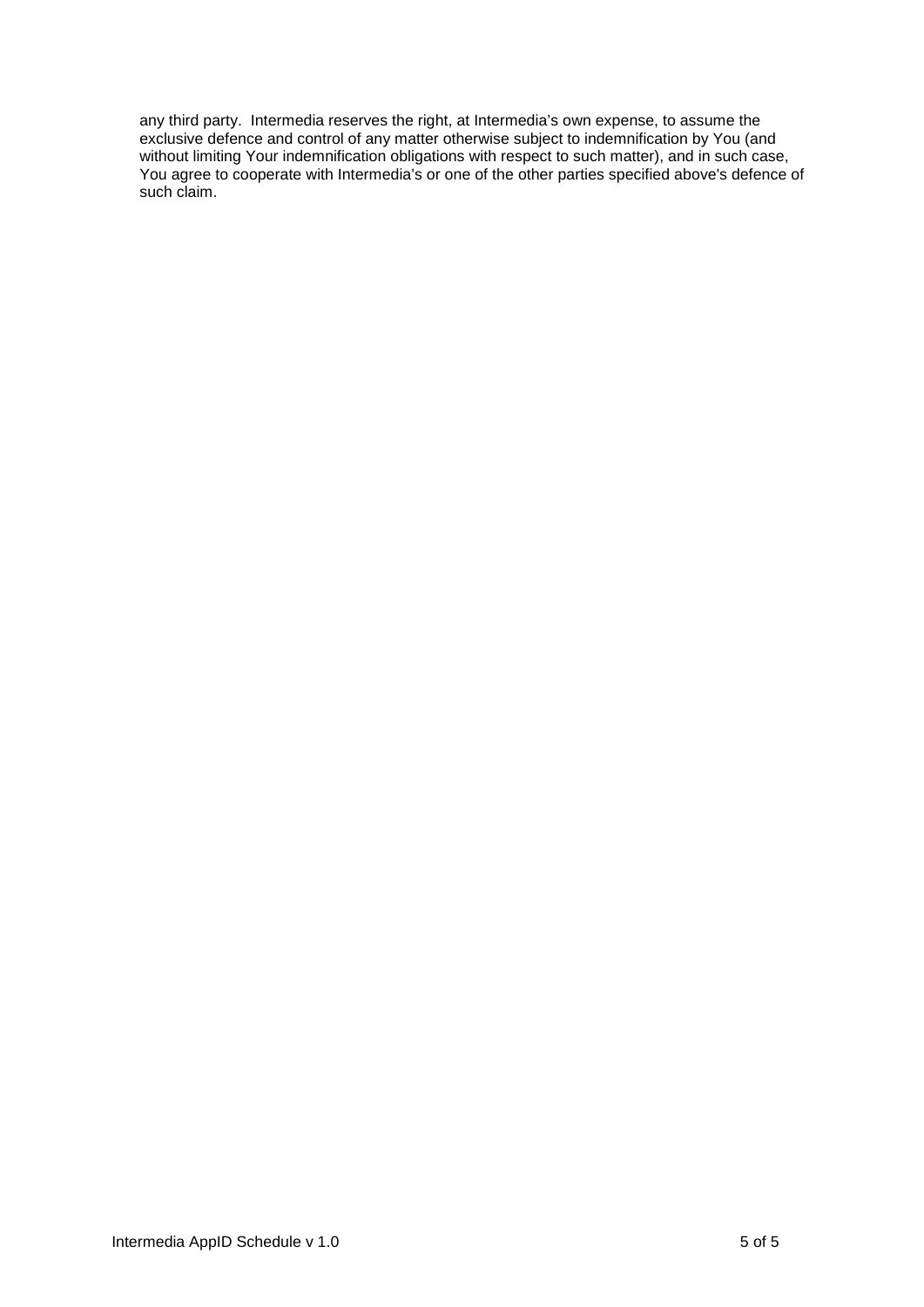any third party. Intermedia reserves the right, at Intermedia's own expense, to assume the exclusive defence and control of any matter otherwise subject to indemnification by You (and without limiting Your indemnification obligations with respect to such matter), and in such case, You agree to cooperate with Intermedia's or one of the other parties specified above's defence of such claim.